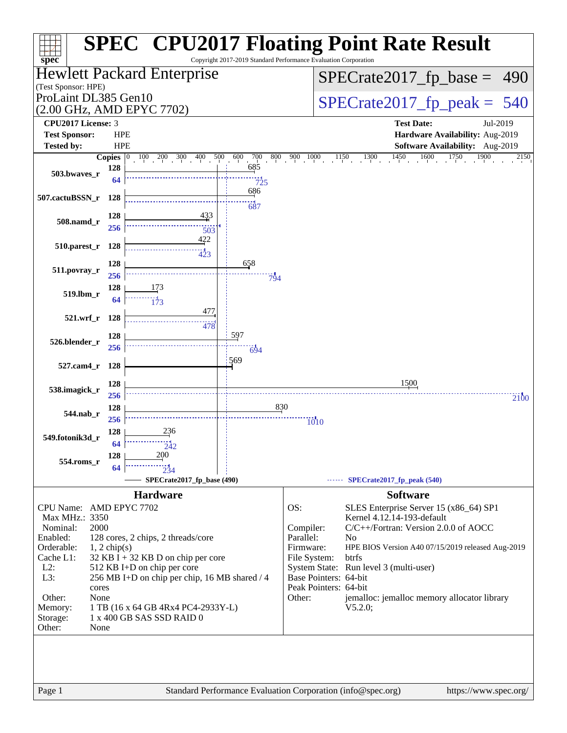# SPEC CPU2017 Floating Point Rate Result

Copyright 2017-2019 Standard Performance Evaluation Corporation

## Hewlett Packard Enterprise

(Test Sponsor: HPE)

ProLaint DL385 Gen10
(2.00 GHz, AMD EPYC 7702)

**SPECrate2017_fp_base = 490**

**SPECrate2017_fp_peak = 540**

| | | | |
|---|---|---|---|
| **CPU2017 License:** | 3 | **Test Date:** | Jul-2019 |
| **Test Sponsor:** | HPE | **Hardware Availability:** | Aug-2019 |
| **Tested by:** | HPE | **Software Availability:** | Aug-2019 |

| Benchmark | Copies (base) | Base | Copies (peak) | Peak |
|---|---|---|---|---|
| 503.bwaves_r | 128 | 685 | 64 | 725 |
| 507.cactuBSSN_r | 128 | 686 | 128 | 687 |
| 508.namd_r | 128 | 433 | 256 | 503 |
| 510.parest_r | 128 | 422 | 128 | 423 |
| 511.povray_r | 128 | 658 | 256 | 794 |
| 519.lbm_r | 128 | 173 | 64 | 173 |
| 521.wrf_r | 128 | 477 | 128 | 478 |
| 526.blender_r | 128 | 597 | 256 | 694 |
| 527.cam4_r | 128 | 569 | 128 | |
| 538.imagick_r | 128 | 1500 | 256 | 2100 |
| 544.nab_r | 128 | 830 | 256 | 1010 |
| 549.fotonik3d_r | 128 | 236 | 64 | 242 |
| 554.roms_r | 128 | 200 | 64 | 234 |

SPECrate2017_fp_base (490) — SPECrate2017_fp_peak (540)

## Hardware

| | |
|---|---|
| CPU Name: | AMD EPYC 7702 |
| Max MHz.: | 3350 |
| Nominal: | 2000 |
| Enabled: | 128 cores, 2 chips, 2 threads/core |
| Orderable: | 1, 2 chip(s) |
| Cache L1: | 32 KB I + 32 KB D on chip per core |
| L2: | 512 KB I+D on chip per core |
| L3: | 256 MB I+D on chip per chip, 16 MB shared / 4 cores |
| Other: | None |
| Memory: | 1 TB (16 x 64 GB 4Rx4 PC4-2933Y-L) |
| Storage: | 1 x 400 GB SAS SSD RAID 0 |
| Other: | None |

## Software

| | |
|---|---|
| OS: | SLES Enterprise Server 15 (x86_64) SP1 Kernel 4.12.14-193-default |
| Compiler: | C/C++/Fortran: Version 2.0.0 of AOCC |
| Parallel: | No |
| Firmware: | HPE BIOS Version A40 07/15/2019 released Aug-2019 |
| File System: | btrfs |
| System State: | Run level 3 (multi-user) |
| Base Pointers: | 64-bit |
| Peak Pointers: | 64-bit |
| Other: | jemalloc: jemalloc memory allocator library V5.2.0; |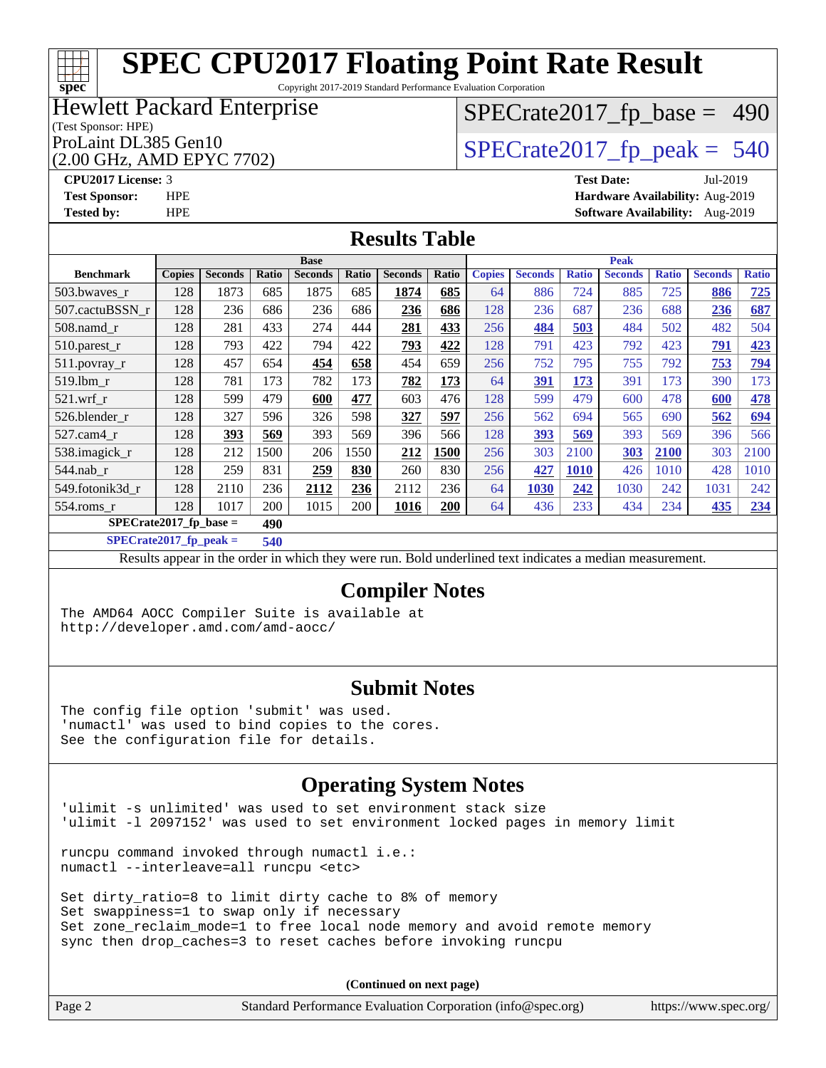# SPEC CPU2017 Floating Point Rate Result

Copyright 2017-2019 Standard Performance Evaluation Corporation

**Hewlett Packard Enterprise**
(Test Sponsor: HPE)
ProLaint DL385 Gen10
(2.00 GHz, AMD EPYC 7702)

SPECrate2017_fp_base = 490

SPECrate2017_fp_peak = 540

**CPU2017 License:** 3
**Test Sponsor:** HPE
**Tested by:** HPE

**Test Date:** Jul-2019
**Hardware Availability:** Aug-2019
**Software Availability:** Aug-2019

## Results Table

| Benchmark | Base | | | | | | | Peak | | | | | | |
|---|---|---|---|---|---|---|---|---|---|---|---|---|---|---|
| | Copies | Seconds | Ratio | Seconds | Ratio | Seconds | Ratio | Copies | Seconds | Ratio | Seconds | Ratio | Seconds | Ratio |
| 503.bwaves_r | 128 | 1873 | 685 | 1875 | 685 | **1874** | **685** | 64 | 886 | 724 | 885 | 725 | **886** | **725** |
| 507.cactuBSSN_r | 128 | 236 | 686 | 236 | 686 | **236** | **686** | 128 | 236 | 687 | 236 | 688 | **236** | **687** |
| 508.namd_r | 128 | 281 | 433 | 274 | 444 | **281** | **433** | 256 | **484** | **503** | 484 | 502 | 482 | 504 |
| 510.parest_r | 128 | 793 | 422 | 794 | 422 | **793** | **422** | 128 | 791 | 423 | 792 | 423 | **791** | **423** |
| 511.povray_r | 128 | 457 | 654 | **454** | **658** | 454 | 659 | 256 | 752 | 795 | 755 | 792 | **753** | **794** |
| 519.lbm_r | 128 | 781 | 173 | 782 | 173 | **782** | **173** | 64 | **391** | **173** | 391 | 173 | 390 | 173 |
| 521.wrf_r | 128 | 599 | 479 | **600** | **477** | 603 | 476 | 128 | 599 | 479 | 600 | 478 | **600** | **478** |
| 526.blender_r | 128 | 327 | 596 | 326 | 598 | **327** | **597** | 256 | 562 | 694 | 565 | 690 | **562** | **694** |
| 527.cam4_r | 128 | **393** | **569** | 393 | 569 | 396 | 566 | 128 | **393** | **569** | 393 | 569 | 396 | 566 |
| 538.imagick_r | 128 | 212 | 1500 | 206 | 1550 | **212** | **1500** | 256 | 303 | 2100 | **303** | **2100** | 303 | 2100 |
| 544.nab_r | 128 | 259 | 831 | **259** | **830** | 260 | 830 | 256 | **427** | **1010** | 426 | 1010 | 428 | 1010 |
| 549.fotonik3d_r | 128 | 2110 | 236 | **2112** | **236** | 2112 | 236 | 64 | **1030** | **242** | 1030 | 242 | 1031 | 242 |
| 554.roms_r | 128 | 1017 | 200 | 1015 | 200 | **1016** | **200** | 64 | 436 | 233 | 434 | 234 | **435** | **234** |

**SPECrate2017_fp_base = 490**

**SPECrate2017_fp_peak = 540**

Results appear in the order in which they were run. Bold underlined text indicates a median measurement.

## Compiler Notes

```
The AMD64 AOCC Compiler Suite is available at
http://developer.amd.com/amd-aocc/
```

## Submit Notes

```
The config file option 'submit' was used.
'numactl' was used to bind copies to the cores.
See the configuration file for details.
```

## Operating System Notes

```
'ulimit -s unlimited' was used to set environment stack size
'ulimit -l 2097152' was used to set environment locked pages in memory limit

runcpu command invoked through numactl i.e.:
numactl --interleave=all runcpu <etc>

Set dirty_ratio=8 to limit dirty cache to 8% of memory
Set swappiness=1 to swap only if necessary
Set zone_reclaim_mode=1 to free local node memory and avoid remote memory
sync then drop_caches=3 to reset caches before invoking runcpu
```

**(Continued on next page)**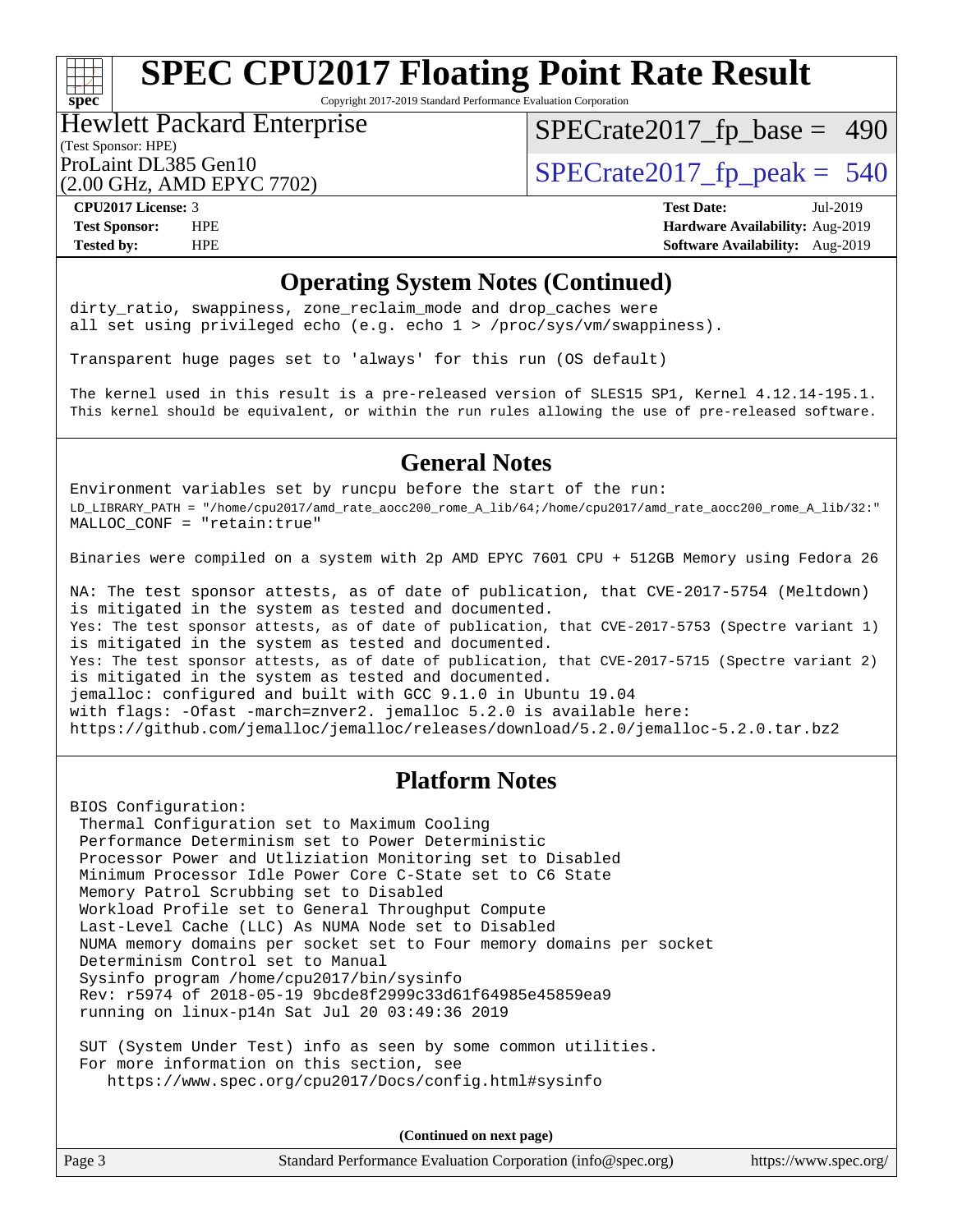## Operating System Notes (Continued)

```
dirty_ratio, swappiness, zone_reclaim_mode and drop_caches were
all set using privileged echo (e.g. echo 1 > /proc/sys/vm/swappiness).

Transparent huge pages set to 'always' for this run (OS default)

The kernel used in this result is a pre-released version of SLES15 SP1, Kernel 4.12.14-195.1.
This kernel should be equivalent, or within the run rules allowing the use of pre-released software.
```

## General Notes

```
Environment variables set by runcpu before the start of the run:
LD_LIBRARY_PATH = "/home/cpu2017/amd_rate_aocc200_rome_A_lib/64;/home/cpu2017/amd_rate_aocc200_rome_A_lib/32:"
MALLOC_CONF = "retain:true"

Binaries were compiled on a system with 2p AMD EPYC 7601 CPU + 512GB Memory using Fedora 26

NA: The test sponsor attests, as of date of publication, that CVE-2017-5754 (Meltdown)
is mitigated in the system as tested and documented.
Yes: The test sponsor attests, as of date of publication, that CVE-2017-5753 (Spectre variant 1)
is mitigated in the system as tested and documented.
Yes: The test sponsor attests, as of date of publication, that CVE-2017-5715 (Spectre variant 2)
is mitigated in the system as tested and documented.
jemalloc: configured and built with GCC 9.1.0 in Ubuntu 19.04
with flags: -Ofast -march=znver2. jemalloc 5.2.0 is available here:
https://github.com/jemalloc/jemalloc/releases/download/5.2.0/jemalloc-5.2.0.tar.bz2
```

## Platform Notes

```
BIOS Configuration:
 Thermal Configuration set to Maximum Cooling
 Performance Determinism set to Power Deterministic
 Processor Power and Utliziation Monitoring set to Disabled
 Minimum Processor Idle Power Core C-State set to C6 State
 Memory Patrol Scrubbing set to Disabled
 Workload Profile set to General Throughput Compute
 Last-Level Cache (LLC) As NUMA Node set to Disabled
 NUMA memory domains per socket set to Four memory domains per socket
 Determinism Control set to Manual
 Sysinfo program /home/cpu2017/bin/sysinfo
 Rev: r5974 of 2018-05-19 9bcde8f2999c33d61f64985e45859ea9
 running on linux-p14n Sat Jul 20 03:49:36 2019

 SUT (System Under Test) info as seen by some common utilities.
 For more information on this section, see
    https://www.spec.org/cpu2017/Docs/config.html#sysinfo
```

(Continued on next page)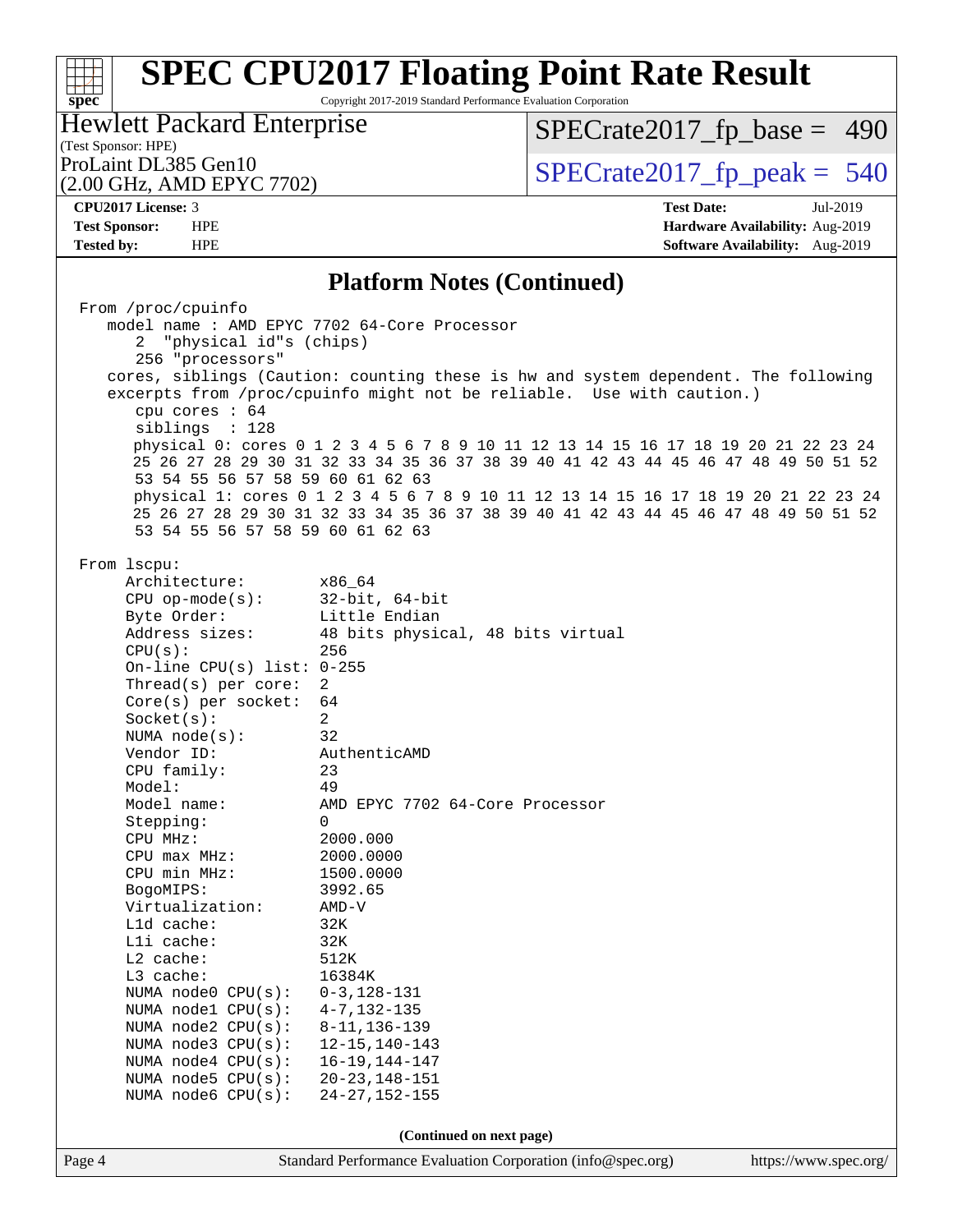# SPEC CPU2017 Floating Point Rate Result

Copyright 2017-2019 Standard Performance Evaluation Corporation

Hewlett Packard Enterprise
(Test Sponsor: HPE)
ProLaint DL385 Gen10
(2.00 GHz, AMD EPYC 7702)

SPECrate2017_fp_base = 490

SPECrate2017_fp_peak = 540

**CPU2017 License:** 3
**Test Sponsor:** HPE
**Tested by:** HPE

**Test Date:** Jul-2019
**Hardware Availability:** Aug-2019
**Software Availability:** Aug-2019

## Platform Notes (Continued)

```
From /proc/cpuinfo
   model name : AMD EPYC 7702 64-Core Processor
      2  "physical id"s (chips)
      256 "processors"
   cores, siblings (Caution: counting these is hw and system dependent. The following
   excerpts from /proc/cpuinfo might not be reliable.  Use with caution.)
      cpu cores : 64
      siblings  : 128
      physical 0: cores 0 1 2 3 4 5 6 7 8 9 10 11 12 13 14 15 16 17 18 19 20 21 22 23 24
      25 26 27 28 29 30 31 32 33 34 35 36 37 38 39 40 41 42 43 44 45 46 47 48 49 50 51 52
      53 54 55 56 57 58 59 60 61 62 63
      physical 1: cores 0 1 2 3 4 5 6 7 8 9 10 11 12 13 14 15 16 17 18 19 20 21 22 23 24
      25 26 27 28 29 30 31 32 33 34 35 36 37 38 39 40 41 42 43 44 45 46 47 48 49 50 51 52
      53 54 55 56 57 58 59 60 61 62 63

From lscpu:
     Architecture:        x86_64
     CPU op-mode(s):      32-bit, 64-bit
     Byte Order:          Little Endian
     Address sizes:       48 bits physical, 48 bits virtual
     CPU(s):              256
     On-line CPU(s) list: 0-255
     Thread(s) per core:  2
     Core(s) per socket:  64
     Socket(s):           2
     NUMA node(s):        32
     Vendor ID:           AuthenticAMD
     CPU family:          23
     Model:               49
     Model name:          AMD EPYC 7702 64-Core Processor
     Stepping:            0
     CPU MHz:             2000.000
     CPU max MHz:         2000.0000
     CPU min MHz:         1500.0000
     BogoMIPS:            3992.65
     Virtualization:      AMD-V
     L1d cache:           32K
     L1i cache:           32K
     L2 cache:            512K
     L3 cache:            16384K
     NUMA node0 CPU(s):   0-3,128-131
     NUMA node1 CPU(s):   4-7,132-135
     NUMA node2 CPU(s):   8-11,136-139
     NUMA node3 CPU(s):   12-15,140-143
     NUMA node4 CPU(s):   16-19,144-147
     NUMA node5 CPU(s):   20-23,148-151
     NUMA node6 CPU(s):   24-27,152-155
```

(Continued on next page)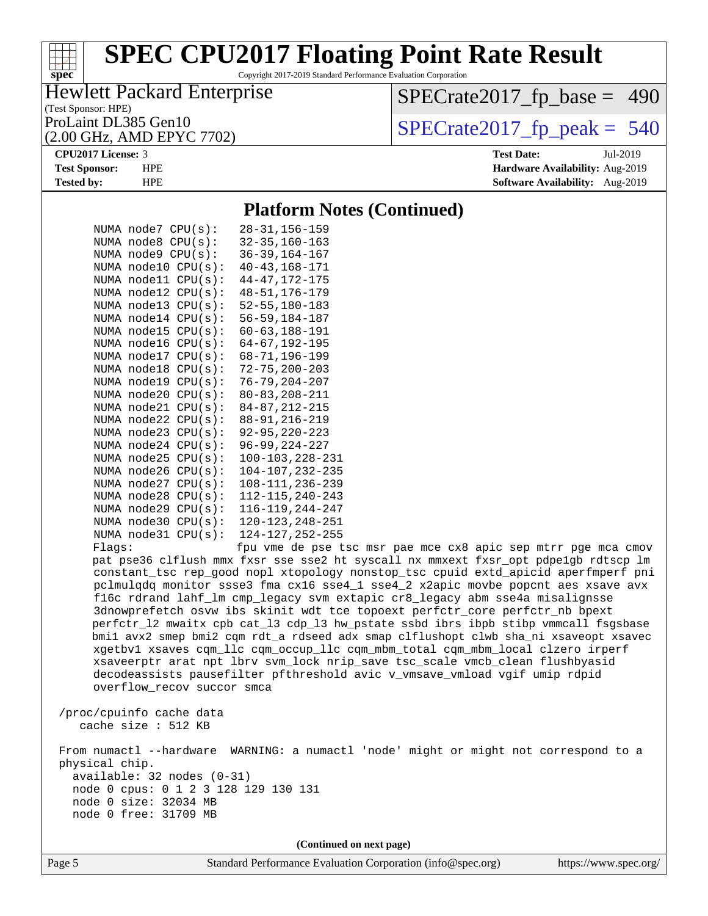## Platform Notes (Continued)

```
NUMA node7 CPU(s):   28-31,156-159
NUMA node8 CPU(s):   32-35,160-163
NUMA node9 CPU(s):   36-39,164-167
NUMA node10 CPU(s):  40-43,168-171
NUMA node11 CPU(s):  44-47,172-175
NUMA node12 CPU(s):  48-51,176-179
NUMA node13 CPU(s):  52-55,180-183
NUMA node14 CPU(s):  56-59,184-187
NUMA node15 CPU(s):  60-63,188-191
NUMA node16 CPU(s):  64-67,192-195
NUMA node17 CPU(s):  68-71,196-199
NUMA node18 CPU(s):  72-75,200-203
NUMA node19 CPU(s):  76-79,204-207
NUMA node20 CPU(s):  80-83,208-211
NUMA node21 CPU(s):  84-87,212-215
NUMA node22 CPU(s):  88-91,216-219
NUMA node23 CPU(s):  92-95,220-223
NUMA node24 CPU(s):  96-99,224-227
NUMA node25 CPU(s):  100-103,228-231
NUMA node26 CPU(s):  104-107,232-235
NUMA node27 CPU(s):  108-111,236-239
NUMA node28 CPU(s):  112-115,240-243
NUMA node29 CPU(s):  116-119,244-247
NUMA node30 CPU(s):  120-123,248-251
NUMA node31 CPU(s):  124-127,252-255
Flags:               fpu vme de pse tsc msr pae mce cx8 apic sep mtrr pge mca cmov
pat pse36 clflush mmx fxsr sse sse2 ht syscall nx mmxext fxsr_opt pdpe1gb rdtscp lm
constant_tsc rep_good nopl xtopology nonstop_tsc cpuid extd_apicid aperfmperf pni
pclmulqdq monitor ssse3 fma cx16 sse4_1 sse4_2 x2apic movbe popcnt aes xsave avx
f16c rdrand lahf_lm cmp_legacy svm extapic cr8_legacy abm sse4a misalignsse
3dnowprefetch osvw ibs skinit wdt tce topoext perfctr_core perfctr_nb bpext
perfctr_l2 mwaitx cpb cat_l3 cdp_l3 hw_pstate ssbd ibrs ibpb stibp vmmcall fsgsbase
bmi1 avx2 smep bmi2 cqm rdt_a rdseed adx smap clflushopt clwb sha_ni xsaveopt xsavec
xgetbv1 xsaves cqm_llc cqm_occup_llc cqm_mbm_total cqm_mbm_local clzero irperf
xsaveerptr arat npt lbrv svm_lock nrip_save tsc_scale vmcb_clean flushbyasid
decodeassists pausefilter pfthreshold avic v_vmsave_vmload vgif umip rdpid
overflow_recov succor smca

/proc/cpuinfo cache data
   cache size : 512 KB

From numactl --hardware  WARNING: a numactl 'node' might or might not correspond to a
physical chip.
  available: 32 nodes (0-31)
  node 0 cpus: 0 1 2 3 128 129 130 131
  node 0 size: 32034 MB
  node 0 free: 31709 MB
```

(Continued on next page)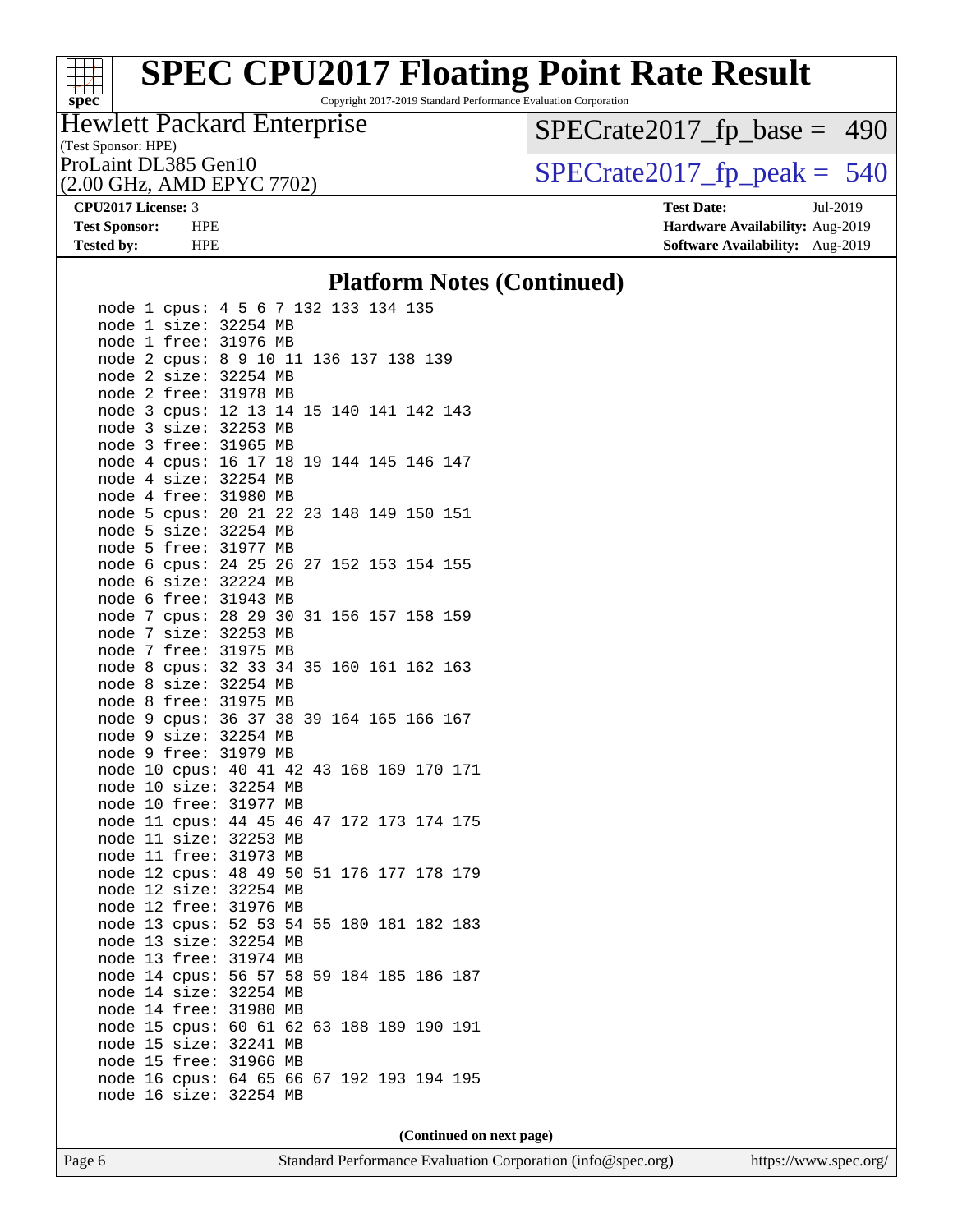## Platform Notes (Continued)

```
node 1 cpus: 4 5 6 7 132 133 134 135
node 1 size: 32254 MB
node 1 free: 31976 MB
node 2 cpus: 8 9 10 11 136 137 138 139
node 2 size: 32254 MB
node 2 free: 31978 MB
node 3 cpus: 12 13 14 15 140 141 142 143
node 3 size: 32253 MB
node 3 free: 31965 MB
node 4 cpus: 16 17 18 19 144 145 146 147
node 4 size: 32254 MB
node 4 free: 31980 MB
node 5 cpus: 20 21 22 23 148 149 150 151
node 5 size: 32254 MB
node 5 free: 31977 MB
node 6 cpus: 24 25 26 27 152 153 154 155
node 6 size: 32224 MB
node 6 free: 31943 MB
node 7 cpus: 28 29 30 31 156 157 158 159
node 7 size: 32253 MB
node 7 free: 31975 MB
node 8 cpus: 32 33 34 35 160 161 162 163
node 8 size: 32254 MB
node 8 free: 31975 MB
node 9 cpus: 36 37 38 39 164 165 166 167
node 9 size: 32254 MB
node 9 free: 31979 MB
node 10 cpus: 40 41 42 43 168 169 170 171
node 10 size: 32254 MB
node 10 free: 31977 MB
node 11 cpus: 44 45 46 47 172 173 174 175
node 11 size: 32253 MB
node 11 free: 31973 MB
node 12 cpus: 48 49 50 51 176 177 178 179
node 12 size: 32254 MB
node 12 free: 31976 MB
node 13 cpus: 52 53 54 55 180 181 182 183
node 13 size: 32254 MB
node 13 free: 31974 MB
node 14 cpus: 56 57 58 59 184 185 186 187
node 14 size: 32254 MB
node 14 free: 31980 MB
node 15 cpus: 60 61 62 63 188 189 190 191
node 15 size: 32241 MB
node 15 free: 31966 MB
node 16 cpus: 64 65 66 67 192 193 194 195
node 16 size: 32254 MB
```

**(Continued on next page)**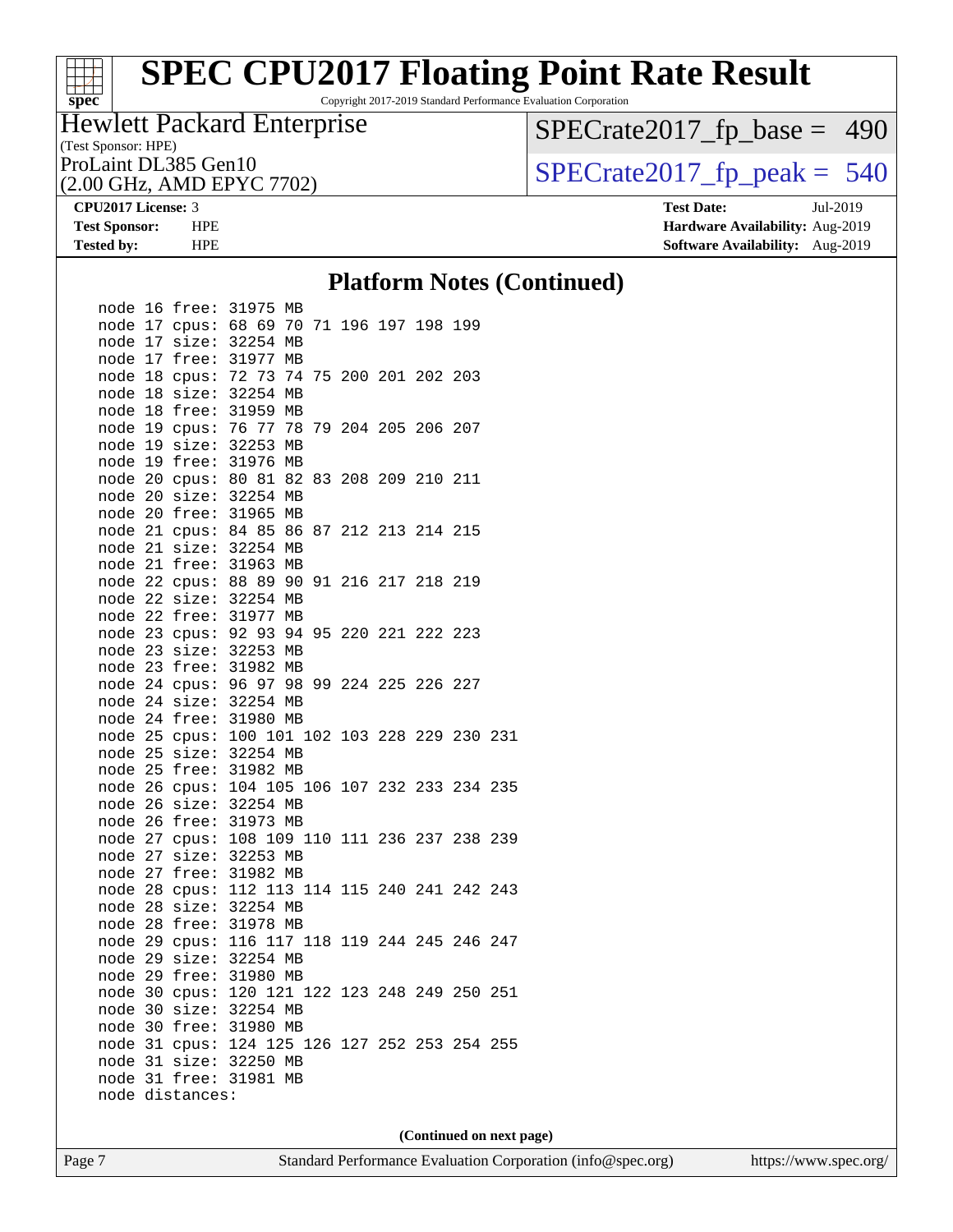## Platform Notes (Continued)

```
node 16 free: 31975 MB
node 17 cpus: 68 69 70 71 196 197 198 199
node 17 size: 32254 MB
node 17 free: 31977 MB
node 18 cpus: 72 73 74 75 200 201 202 203
node 18 size: 32254 MB
node 18 free: 31959 MB
node 19 cpus: 76 77 78 79 204 205 206 207
node 19 size: 32253 MB
node 19 free: 31976 MB
node 20 cpus: 80 81 82 83 208 209 210 211
node 20 size: 32254 MB
node 20 free: 31965 MB
node 21 cpus: 84 85 86 87 212 213 214 215
node 21 size: 32254 MB
node 21 free: 31963 MB
node 22 cpus: 88 89 90 91 216 217 218 219
node 22 size: 32254 MB
node 22 free: 31977 MB
node 23 cpus: 92 93 94 95 220 221 222 223
node 23 size: 32253 MB
node 23 free: 31982 MB
node 24 cpus: 96 97 98 99 224 225 226 227
node 24 size: 32254 MB
node 24 free: 31980 MB
node 25 cpus: 100 101 102 103 228 229 230 231
node 25 size: 32254 MB
node 25 free: 31982 MB
node 26 cpus: 104 105 106 107 232 233 234 235
node 26 size: 32254 MB
node 26 free: 31973 MB
node 27 cpus: 108 109 110 111 236 237 238 239
node 27 size: 32253 MB
node 27 free: 31982 MB
node 28 cpus: 112 113 114 115 240 241 242 243
node 28 size: 32254 MB
node 28 free: 31978 MB
node 29 cpus: 116 117 118 119 244 245 246 247
node 29 size: 32254 MB
node 29 free: 31980 MB
node 30 cpus: 120 121 122 123 248 249 250 251
node 30 size: 32254 MB
node 30 free: 31980 MB
node 31 cpus: 124 125 126 127 252 253 254 255
node 31 size: 32250 MB
node 31 free: 31981 MB
node distances:
```

**(Continued on next page)**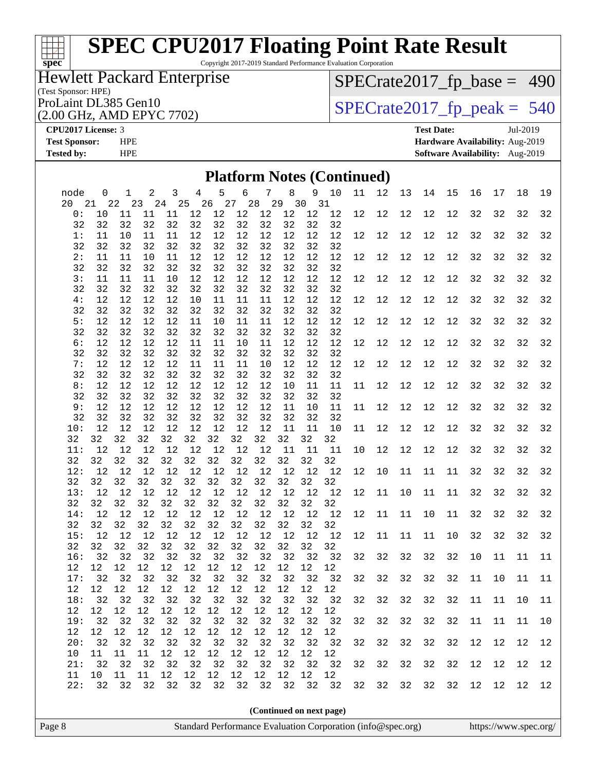# SPEC CPU2017 Floating Point Rate Result

Copyright 2017-2019 Standard Performance Evaluation Corporation

**Hewlett Packard Enterprise**
(Test Sponsor: HPE)

ProLaint DL385 Gen10
(2.00 GHz, AMD EPYC 7702)

SPECrate2017_fp_base = 490

SPECrate2017_fp_peak = 540

**CPU2017 License:** 3
**Test Sponsor:** HPE
**Tested by:** HPE

**Test Date:** Jul-2019
**Hardware Availability:** Aug-2019
**Software Availability:** Aug-2019

## Platform Notes (Continued)

```
  node   0   1   2   3   4   5   6   7   8   9  10  11  12  13  14  15  16  17  18  19
 20  21  22  23  24  25  26  27  28  29  30  31
    0:  10  11  11  11  12  12  12  12  12  12  12  12  12  12  12  12  32  32  32  32
   32  32  32  32  32  32  32  32  32  32  32  32
    1:  11  10  11  11  12  12  12  12  12  12  12  12  12  12  12  12  32  32  32  32
   32  32  32  32  32  32  32  32  32  32  32  32
    2:  11  11  10  11  12  12  12  12  12  12  12  12  12  12  12  12  32  32  32  32
   32  32  32  32  32  32  32  32  32  32  32  32
    3:  11  11  11  10  12  12  12  12  12  12  12  12  12  12  12  12  32  32  32  32
   32  32  32  32  32  32  32  32  32  32  32  32
    4:  12  12  12  12  10  11  11  11  12  12  12  12  12  12  12  12  32  32  32  32
   32  32  32  32  32  32  32  32  32  32  32  32
    5:  12  12  12  12  11  10  11  11  12  12  12  12  12  12  12  12  32  32  32  32
   32  32  32  32  32  32  32  32  32  32  32  32
    6:  12  12  12  12  11  11  10  11  12  12  12  12  12  12  12  12  32  32  32  32
   32  32  32  32  32  32  32  32  32  32  32  32
    7:  12  12  12  12  11  11  11  10  12  12  12  12  12  12  12  12  32  32  32  32
   32  32  32  32  32  32  32  32  32  32  32  32
    8:  12  12  12  12  12  12  12  12  10  11  11  11  12  12  12  12  32  32  32  32
   32  32  32  32  32  32  32  32  32  32  32  32
    9:  12  12  12  12  12  12  12  12  11  10  11  11  12  12  12  12  32  32  32  32
   32  32  32  32  32  32  32  32  32  32  32  32
   10:  12  12  12  12  12  12  12  12  11  11  10  11  12  12  12  12  32  32  32  32
  32  32  32  32  32  32  32  32  32  32  32  32
   11:  12  12  12  12  12  12  12  12  11  11  11  10  12  12  12  12  32  32  32  32
  32  32  32  32  32  32  32  32  32  32  32  32
   12:  12  12  12  12  12  12  12  12  12  12  12  12  10  11  11  11  32  32  32  32
  32  32  32  32  32  32  32  32  32  32  32  32
   13:  12  12  12  12  12  12  12  12  12  12  12  12  11  10  11  11  32  32  32  32
  32  32  32  32  32  32  32  32  32  32  32  32
   14:  12  12  12  12  12  12  12  12  12  12  12  12  11  11  10  11  32  32  32  32
  32  32  32  32  32  32  32  32  32  32  32  32
   15:  12  12  12  12  12  12  12  12  12  12  12  12  11  11  11  10  32  32  32  32
  32  32  32  32  32  32  32  32  32  32  32  32
   16:  32  32  32  32  32  32  32  32  32  32  32  32  32  32  32  32  10  11  11  11
  12  12  12  12  12  12  12  12  12  12  12  12
   17:  32  32  32  32  32  32  32  32  32  32  32  32  32  32  32  32  11  10  11  11
  12  12  12  12  12  12  12  12  12  12  12  12
   18:  32  32  32  32  32  32  32  32  32  32  32  32  32  32  32  32  11  11  10  11
  12  12  12  12  12  12  12  12  12  12  12  12
   19:  32  32  32  32  32  32  32  32  32  32  32  32  32  32  32  32  11  11  11  10
  12  12  12  12  12  12  12  12  12  12  12  12
   20:  32  32  32  32  32  32  32  32  32  32  32  32  32  32  32  32  12  12  12  12
  10  11  11  11  12  12  12  12  12  12  12  12
   21:  32  32  32  32  32  32  32  32  32  32  32  32  32  32  32  32  12  12  12  12
  11  10  11  11  12  12  12  12  12  12  12  12
   22:  32  32  32  32  32  32  32  32  32  32  32  32  32  32  32  32  12  12  12  12
```

**(Continued on next page)**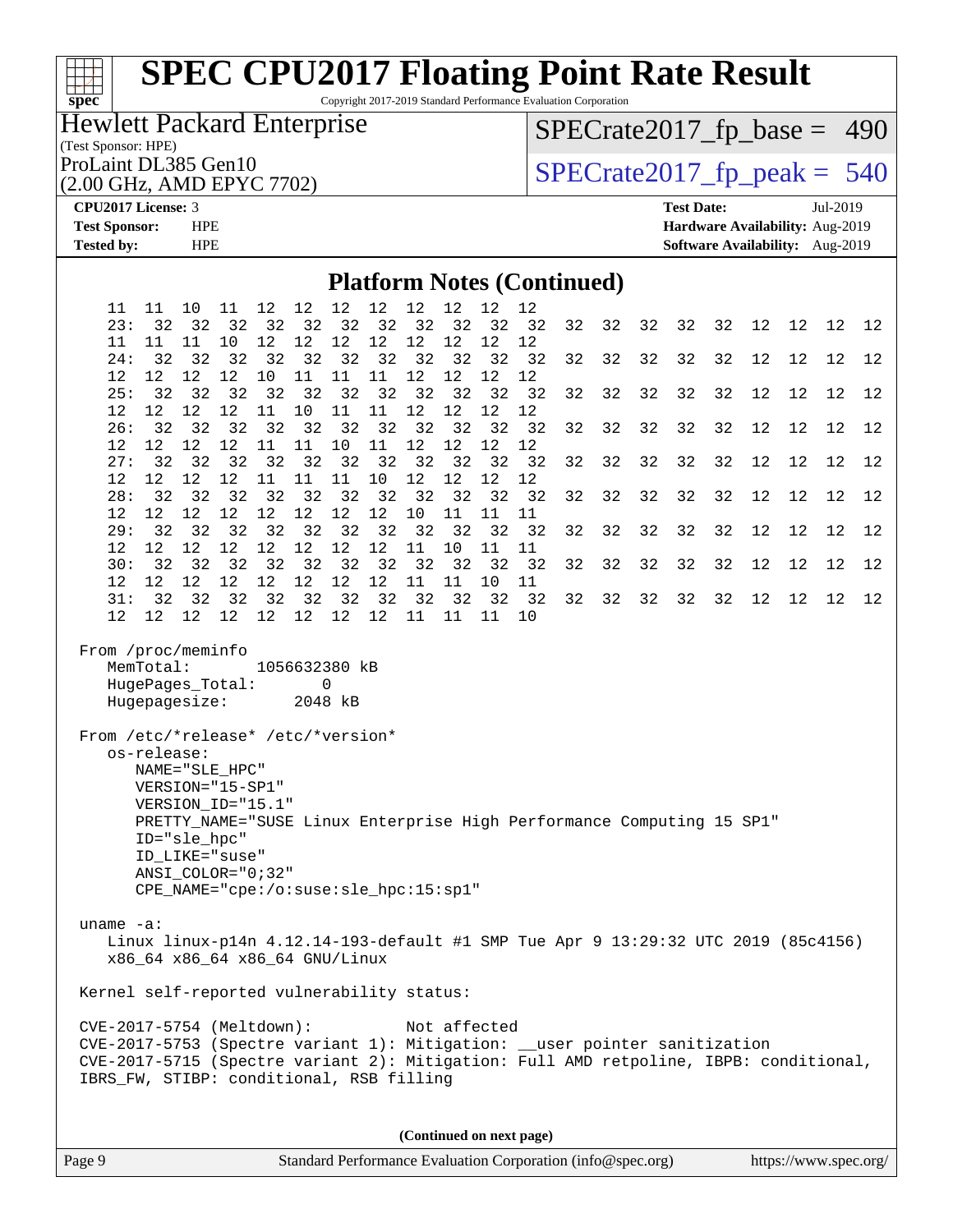## Platform Notes (Continued)

```
     11  11  10  11  12  12  12  12  12  12  12  12
     23:  32  32  32  32  32  32  32  32  32  32  32  32  32  32  32  32  12  12  12  12
     11  11  11  10  12  12  12  12  12  12  12  12
     24:  32  32  32  32  32  32  32  32  32  32  32  32  32  32  32  32  12  12  12  12
     12  12  12  12  10  11  11  11  12  12  12  12
     25:  32  32  32  32  32  32  32  32  32  32  32  32  32  32  32  32  12  12  12  12
     12  12  12  12  11  10  11  11  12  12  12  12
     26:  32  32  32  32  32  32  32  32  32  32  32  32  32  32  32  32  12  12  12  12
     12  12  12  12  11  11  10  11  12  12  12  12
     27:  32  32  32  32  32  32  32  32  32  32  32  32  32  32  32  32  12  12  12  12
     12  12  12  12  11  11  11  10  12  12  12  12
     28:  32  32  32  32  32  32  32  32  32  32  32  32  32  32  32  32  12  12  12  12
     12  12  12  12  12  12  12  12  10  11  11  11
     29:  32  32  32  32  32  32  32  32  32  32  32  32  32  32  32  32  12  12  12  12
     12  12  12  12  12  12  12  12  11  10  11  11
     30:  32  32  32  32  32  32  32  32  32  32  32  32  32  32  32  32  12  12  12  12
     12  12  12  12  12  12  12  12  11  11  10  11
     31:  32  32  32  32  32  32  32  32  32  32  32  32  32  32  32  32  12  12  12  12
     12  12  12  12  12  12  12  12  11  11  11  10

 From /proc/meminfo
    MemTotal:       1056632380 kB
    HugePages_Total:       0
    Hugepagesize:       2048 kB

 From /etc/*release* /etc/*version*
    os-release:
       NAME="SLE_HPC"
       VERSION="15-SP1"
       VERSION_ID="15.1"
       PRETTY_NAME="SUSE Linux Enterprise High Performance Computing 15 SP1"
       ID="sle_hpc"
       ID_LIKE="suse"
       ANSI_COLOR="0;32"
       CPE_NAME="cpe:/o:suse:sle_hpc:15:sp1"

 uname -a:
    Linux linux-p14n 4.12.14-193-default #1 SMP Tue Apr 9 13:29:32 UTC 2019 (85c4156)
    x86_64 x86_64 x86_64 GNU/Linux

 Kernel self-reported vulnerability status:

 CVE-2017-5754 (Meltdown):          Not affected
 CVE-2017-5753 (Spectre variant 1): Mitigation: __user pointer sanitization
 CVE-2017-5715 (Spectre variant 2): Mitigation: Full AMD retpoline, IBPB: conditional,
 IBRS_FW, STIBP: conditional, RSB filling
```

**(Continued on next page)**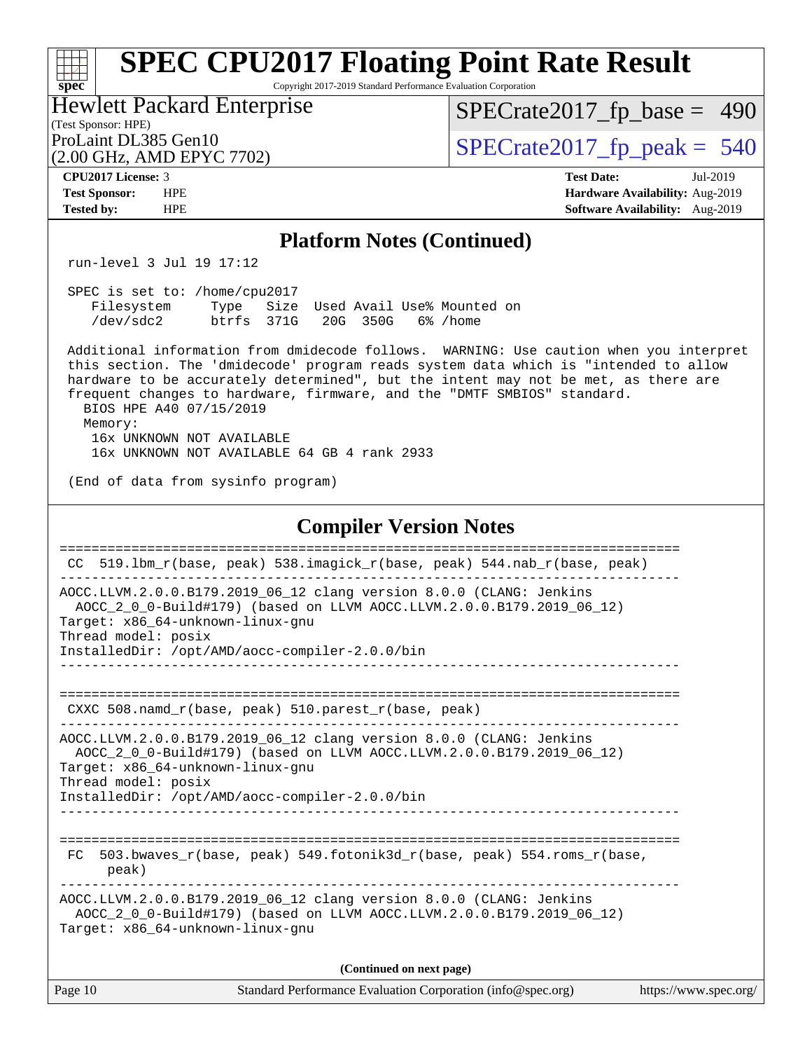## Platform Notes (Continued)

```
run-level 3 Jul 19 17:12

SPEC is set to: /home/cpu2017
   Filesystem     Type   Size  Used Avail Use% Mounted on
   /dev/sdc2      btrfs  371G   20G  350G   6% /home

Additional information from dmidecode follows.  WARNING: Use caution when you interpret
this section. The 'dmidecode' program reads system data which is "intended to allow
hardware to be accurately determined", but the intent may not be met, as there are
frequent changes to hardware, firmware, and the "DMTF SMBIOS" standard.
  BIOS HPE A40 07/15/2019
  Memory:
   16x UNKNOWN NOT AVAILABLE
   16x UNKNOWN NOT AVAILABLE 64 GB 4 rank 2933

(End of data from sysinfo program)
```

## Compiler Version Notes

```
==============================================================================
 CC  519.lbm_r(base, peak) 538.imagick_r(base, peak) 544.nab_r(base, peak)
------------------------------------------------------------------------------
AOCC.LLVM.2.0.0.B179.2019_06_12 clang version 8.0.0 (CLANG: Jenkins
  AOCC_2_0_0-Build#179) (based on LLVM AOCC.LLVM.2.0.0.B179.2019_06_12)
Target: x86_64-unknown-linux-gnu
Thread model: posix
InstalledDir: /opt/AMD/aocc-compiler-2.0.0/bin
------------------------------------------------------------------------------

==============================================================================
 CXXC 508.namd_r(base, peak) 510.parest_r(base, peak)
------------------------------------------------------------------------------
AOCC.LLVM.2.0.0.B179.2019_06_12 clang version 8.0.0 (CLANG: Jenkins
  AOCC_2_0_0-Build#179) (based on LLVM AOCC.LLVM.2.0.0.B179.2019_06_12)
Target: x86_64-unknown-linux-gnu
Thread model: posix
InstalledDir: /opt/AMD/aocc-compiler-2.0.0/bin
------------------------------------------------------------------------------

==============================================================================
 FC  503.bwaves_r(base, peak) 549.fotonik3d_r(base, peak) 554.roms_r(base,
      peak)
------------------------------------------------------------------------------
AOCC.LLVM.2.0.0.B179.2019_06_12 clang version 8.0.0 (CLANG: Jenkins
  AOCC_2_0_0-Build#179) (based on LLVM AOCC.LLVM.2.0.0.B179.2019_06_12)
Target: x86_64-unknown-linux-gnu
```

(Continued on next page)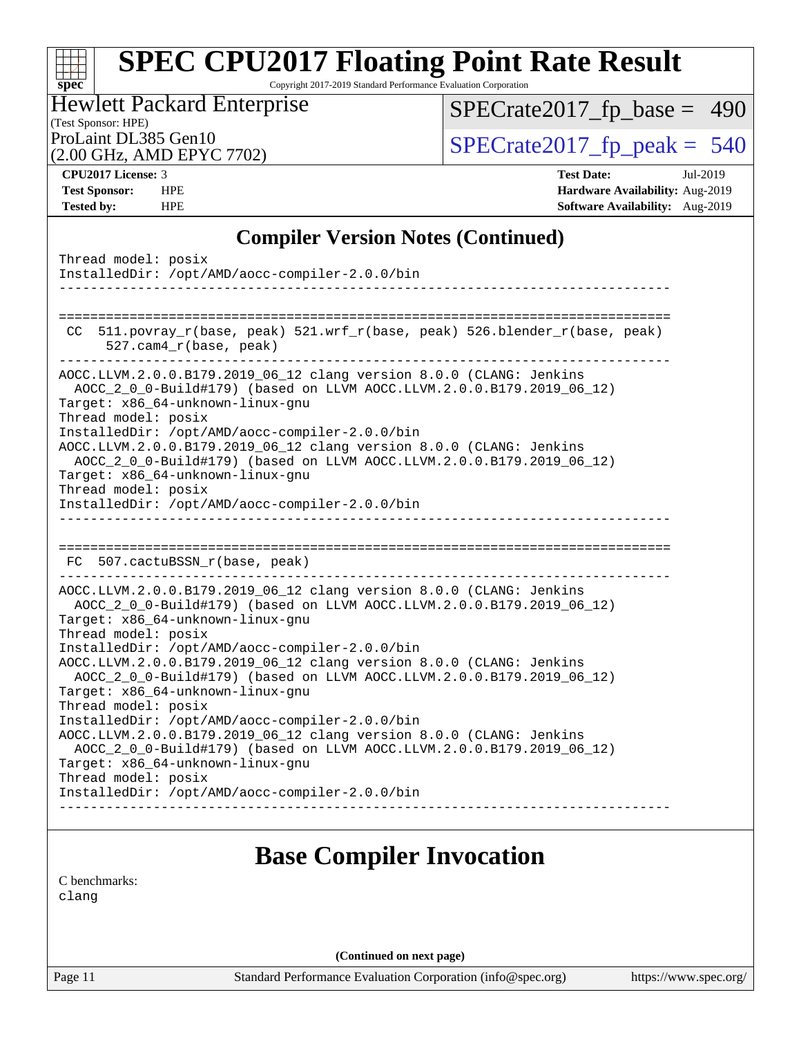## Compiler Version Notes (Continued)

```
Thread model: posix
InstalledDir: /opt/AMD/aocc-compiler-2.0.0/bin
------------------------------------------------------------------------------

==============================================================================
 CC  511.povray_r(base, peak) 521.wrf_r(base, peak) 526.blender_r(base, peak)
      527.cam4_r(base, peak)
------------------------------------------------------------------------------
AOCC.LLVM.2.0.0.B179.2019_06_12 clang version 8.0.0 (CLANG: Jenkins
  AOCC_2_0_0-Build#179) (based on LLVM AOCC.LLVM.2.0.0.B179.2019_06_12)
Target: x86_64-unknown-linux-gnu
Thread model: posix
InstalledDir: /opt/AMD/aocc-compiler-2.0.0/bin
AOCC.LLVM.2.0.0.B179.2019_06_12 clang version 8.0.0 (CLANG: Jenkins
  AOCC_2_0_0-Build#179) (based on LLVM AOCC.LLVM.2.0.0.B179.2019_06_12)
Target: x86_64-unknown-linux-gnu
Thread model: posix
InstalledDir: /opt/AMD/aocc-compiler-2.0.0/bin
------------------------------------------------------------------------------

==============================================================================
 FC  507.cactuBSSN_r(base, peak)
------------------------------------------------------------------------------
AOCC.LLVM.2.0.0.B179.2019_06_12 clang version 8.0.0 (CLANG: Jenkins
  AOCC_2_0_0-Build#179) (based on LLVM AOCC.LLVM.2.0.0.B179.2019_06_12)
Target: x86_64-unknown-linux-gnu
Thread model: posix
InstalledDir: /opt/AMD/aocc-compiler-2.0.0/bin
AOCC.LLVM.2.0.0.B179.2019_06_12 clang version 8.0.0 (CLANG: Jenkins
  AOCC_2_0_0-Build#179) (based on LLVM AOCC.LLVM.2.0.0.B179.2019_06_12)
Target: x86_64-unknown-linux-gnu
Thread model: posix
InstalledDir: /opt/AMD/aocc-compiler-2.0.0/bin
AOCC.LLVM.2.0.0.B179.2019_06_12 clang version 8.0.0 (CLANG: Jenkins
  AOCC_2_0_0-Build#179) (based on LLVM AOCC.LLVM.2.0.0.B179.2019_06_12)
Target: x86_64-unknown-linux-gnu
Thread model: posix
InstalledDir: /opt/AMD/aocc-compiler-2.0.0/bin
------------------------------------------------------------------------------
```

## Base Compiler Invocation

C benchmarks:
clang

(Continued on next page)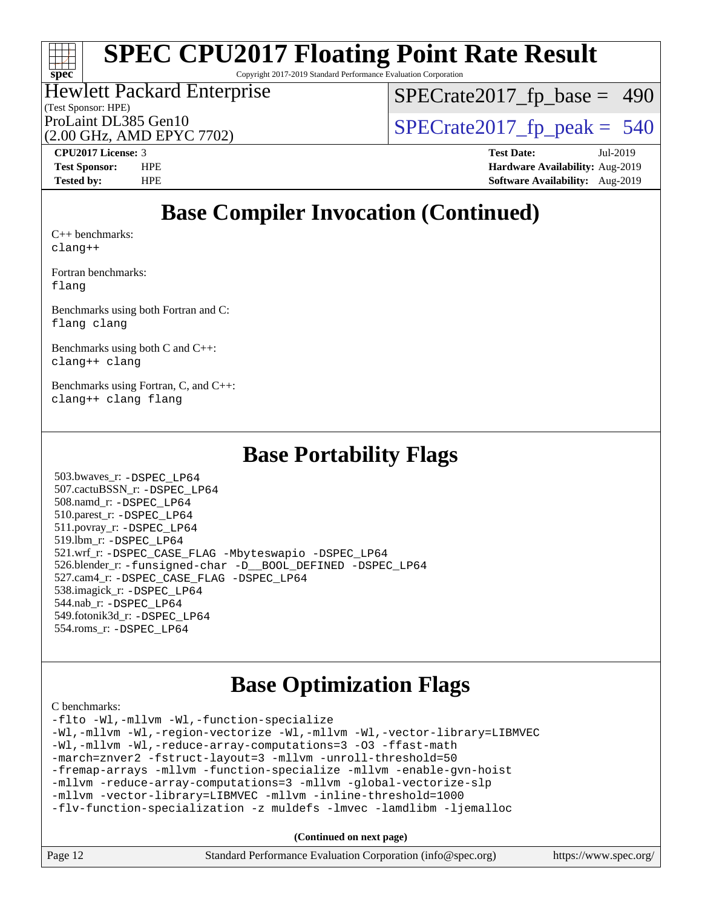# SPEC CPU2017 Floating Point Rate Result

Copyright 2017-2019 Standard Performance Evaluation Corporation

Hewlett Packard Enterprise
(Test Sponsor: HPE)
ProLaint DL385 Gen10
(2.00 GHz, AMD EPYC 7702)

SPECrate2017_fp_base = 490

SPECrate2017_fp_peak = 540

**CPU2017 License:** 3
**Test Sponsor:** HPE
**Tested by:** HPE

**Test Date:** Jul-2019
**Hardware Availability:** Aug-2019
**Software Availability:** Aug-2019

## Base Compiler Invocation (Continued)

C++ benchmarks:
`clang++`

Fortran benchmarks:
`flang`

Benchmarks using both Fortran and C:
`flang clang`

Benchmarks using both C and C++:
`clang++ clang`

Benchmarks using Fortran, C, and C++:
`clang++ clang flang`

## Base Portability Flags

503.bwaves_r: `-DSPEC_LP64`
507.cactuBSSN_r: `-DSPEC_LP64`
508.namd_r: `-DSPEC_LP64`
510.parest_r: `-DSPEC_LP64`
511.povray_r: `-DSPEC_LP64`
519.lbm_r: `-DSPEC_LP64`
521.wrf_r: `-DSPEC_CASE_FLAG -Mbyteswapio -DSPEC_LP64`
526.blender_r: `-funsigned-char -D__BOOL_DEFINED -DSPEC_LP64`
527.cam4_r: `-DSPEC_CASE_FLAG -DSPEC_LP64`
538.imagick_r: `-DSPEC_LP64`
544.nab_r: `-DSPEC_LP64`
549.fotonik3d_r: `-DSPEC_LP64`
554.roms_r: `-DSPEC_LP64`

## Base Optimization Flags

C benchmarks:

```
-flto -Wl,-mllvm -Wl,-function-specialize
-Wl,-mllvm -Wl,-region-vectorize -Wl,-mllvm -Wl,-vector-library=LIBMVEC
-Wl,-mllvm -Wl,-reduce-array-computations=3 -O3 -ffast-math
-march=znver2 -fstruct-layout=3 -mllvm -unroll-threshold=50
-fremap-arrays -mllvm -function-specialize -mllvm -enable-gvn-hoist
-mllvm -reduce-array-computations=3 -mllvm -global-vectorize-slp
-mllvm -vector-library=LIBMVEC -mllvm -inline-threshold=1000
-flv-function-specialization -z muldefs -lmvec -lamdlibm -ljemalloc
```

**(Continued on next page)**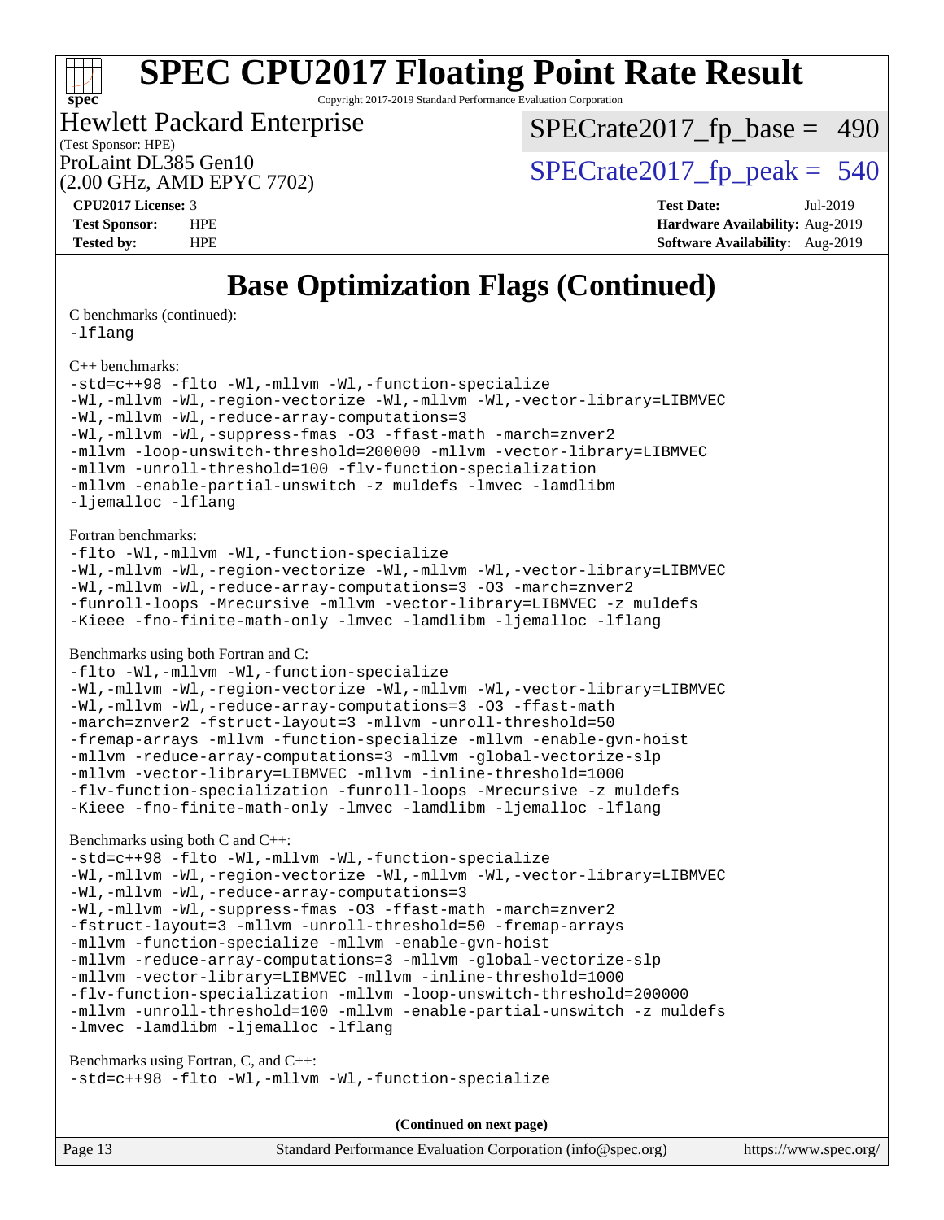# SPEC CPU2017 Floating Point Rate Result

Copyright 2017-2019 Standard Performance Evaluation Corporation

Hewlett Packard Enterprise
(Test Sponsor: HPE)
ProLaint DL385 Gen10
(2.00 GHz, AMD EPYC 7702)

SPECrate2017_fp_base = 490
SPECrate2017_fp_peak = 540

| | | | |
|---|---|---|---|
| **CPU2017 License:** | 3 | **Test Date:** | Jul-2019 |
| **Test Sponsor:** | HPE | **Hardware Availability:** | Aug-2019 |
| **Tested by:** | HPE | **Software Availability:** | Aug-2019 |

## Base Optimization Flags (Continued)

C benchmarks (continued):

```
-lflang
```

C++ benchmarks:

```
-std=c++98 -flto -Wl,-mllvm -Wl,-function-specialize
-Wl,-mllvm -Wl,-region-vectorize -Wl,-mllvm -Wl,-vector-library=LIBMVEC
-Wl,-mllvm -Wl,-reduce-array-computations=3
-Wl,-mllvm -Wl,-suppress-fmas -O3 -ffast-math -march=znver2
-mllvm -loop-unswitch-threshold=200000 -mllvm -vector-library=LIBMVEC
-mllvm -unroll-threshold=100 -flv-function-specialization
-mllvm -enable-partial-unswitch -z muldefs -lmvec -lamdlibm
-ljemalloc -lflang
```

Fortran benchmarks:

```
-flto -Wl,-mllvm -Wl,-function-specialize
-Wl,-mllvm -Wl,-region-vectorize -Wl,-mllvm -Wl,-vector-library=LIBMVEC
-Wl,-mllvm -Wl,-reduce-array-computations=3 -O3 -march=znver2
-funroll-loops -Mrecursive -mllvm -vector-library=LIBMVEC -z muldefs
-Kieee -fno-finite-math-only -lmvec -lamdlibm -ljemalloc -lflang
```

Benchmarks using both Fortran and C:

```
-flto -Wl,-mllvm -Wl,-function-specialize
-Wl,-mllvm -Wl,-region-vectorize -Wl,-mllvm -Wl,-vector-library=LIBMVEC
-Wl,-mllvm -Wl,-reduce-array-computations=3 -O3 -ffast-math
-march=znver2 -fstruct-layout=3 -mllvm -unroll-threshold=50
-fremap-arrays -mllvm -function-specialize -mllvm -enable-gvn-hoist
-mllvm -reduce-array-computations=3 -mllvm -global-vectorize-slp
-mllvm -vector-library=LIBMVEC -mllvm -inline-threshold=1000
-flv-function-specialization -funroll-loops -Mrecursive -z muldefs
-Kieee -fno-finite-math-only -lmvec -lamdlibm -ljemalloc -lflang
```

Benchmarks using both C and C++:

```
-std=c++98 -flto -Wl,-mllvm -Wl,-function-specialize
-Wl,-mllvm -Wl,-region-vectorize -Wl,-mllvm -Wl,-vector-library=LIBMVEC
-Wl,-mllvm -Wl,-reduce-array-computations=3
-Wl,-mllvm -Wl,-suppress-fmas -O3 -ffast-math -march=znver2
-fstruct-layout=3 -mllvm -unroll-threshold=50 -fremap-arrays
-mllvm -function-specialize -mllvm -enable-gvn-hoist
-mllvm -reduce-array-computations=3 -mllvm -global-vectorize-slp
-mllvm -vector-library=LIBMVEC -mllvm -inline-threshold=1000
-flv-function-specialization -mllvm -loop-unswitch-threshold=200000
-mllvm -unroll-threshold=100 -mllvm -enable-partial-unswitch -z muldefs
-lmvec -lamdlibm -ljemalloc -lflang
```

Benchmarks using Fortran, C, and C++:

```
-std=c++98 -flto -Wl,-mllvm -Wl,-function-specialize
```

**(Continued on next page)**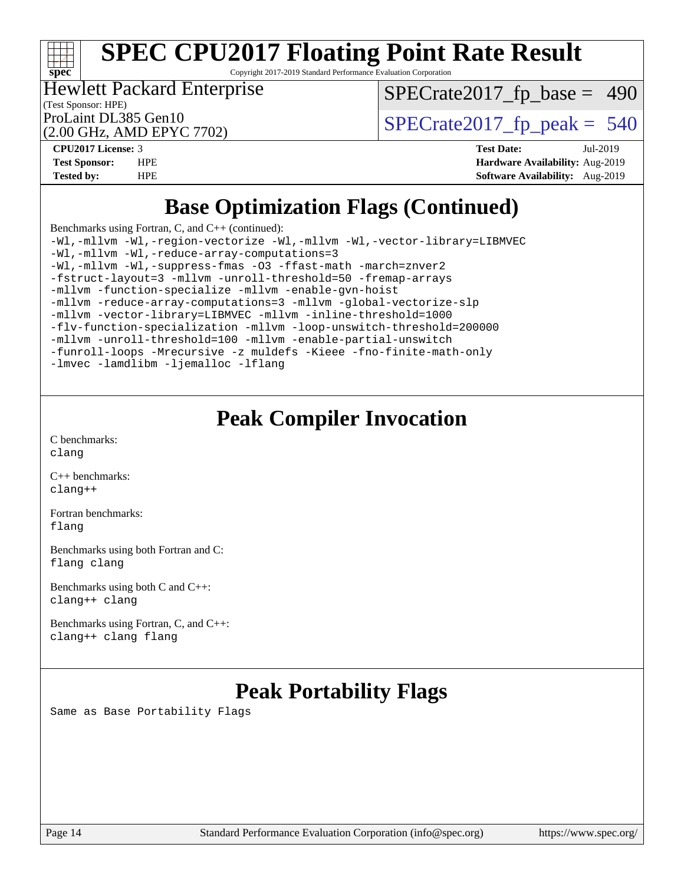# SPEC CPU2017 Floating Point Rate Result

Copyright 2017-2019 Standard Performance Evaluation Corporation

Hewlett Packard Enterprise
(Test Sponsor: HPE)

ProLaint DL385 Gen10
(2.00 GHz, AMD EPYC 7702)

SPECrate2017_fp_base = 490

SPECrate2017_fp_peak = 540

**CPU2017 License:** 3
**Test Sponsor:** HPE
**Tested by:** HPE

**Test Date:** Jul-2019
**Hardware Availability:** Aug-2019
**Software Availability:** Aug-2019

## Base Optimization Flags (Continued)

Benchmarks using Fortran, C, and C++ (continued):

```
-Wl,-mllvm -Wl,-region-vectorize -Wl,-mllvm -Wl,-vector-library=LIBMVEC
-Wl,-mllvm -Wl,-reduce-array-computations=3
-Wl,-mllvm -Wl,-suppress-fmas -O3 -ffast-math -march=znver2
-fstruct-layout=3 -mllvm -unroll-threshold=50 -fremap-arrays
-mllvm -function-specialize -mllvm -enable-gvn-hoist
-mllvm -reduce-array-computations=3 -mllvm -global-vectorize-slp
-mllvm -vector-library=LIBMVEC -mllvm -inline-threshold=1000
-flv-function-specialization -mllvm -loop-unswitch-threshold=200000
-mllvm -unroll-threshold=100 -mllvm -enable-partial-unswitch
-funroll-loops -Mrecursive -z muldefs -Kieee -fno-finite-math-only
-lmvec -lamdlibm -ljemalloc -lflang
```

## Peak Compiler Invocation

C benchmarks:
```
clang
```

C++ benchmarks:
```
clang++
```

Fortran benchmarks:
```
flang
```

Benchmarks using both Fortran and C:
```
flang clang
```

Benchmarks using both C and C++:
```
clang++ clang
```

Benchmarks using Fortran, C, and C++:
```
clang++ clang flang
```

## Peak Portability Flags

Same as Base Portability Flags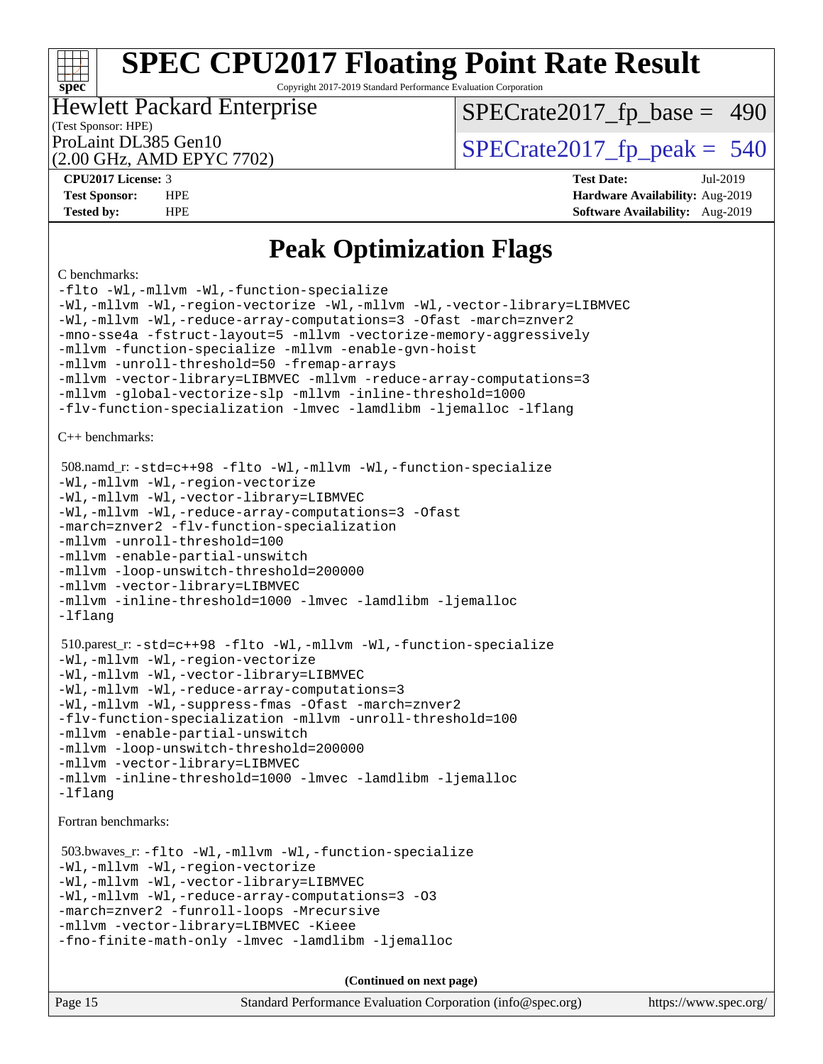# SPEC CPU2017 Floating Point Rate Result

Copyright 2017-2019 Standard Performance Evaluation Corporation

**Hewlett Packard Enterprise**
(Test Sponsor: HPE)

ProLaint DL385 Gen10
(2.00 GHz, AMD EPYC 7702)

SPECrate2017_fp_base = 490

SPECrate2017_fp_peak = 540

| | | | |
|---|---|---|---|
| **CPU2017 License:** | 3 | **Test Date:** | Jul-2019 |
| **Test Sponsor:** | HPE | **Hardware Availability:** | Aug-2019 |
| **Tested by:** | HPE | **Software Availability:** | Aug-2019 |

## Peak Optimization Flags

C benchmarks:

```
-flto -Wl,-mllvm -Wl,-function-specialize
-Wl,-mllvm -Wl,-region-vectorize -Wl,-mllvm -Wl,-vector-library=LIBMVEC
-Wl,-mllvm -Wl,-reduce-array-computations=3 -Ofast -march=znver2
-mno-sse4a -fstruct-layout=5 -mllvm -vectorize-memory-aggressively
-mllvm -function-specialize -mllvm -enable-gvn-hoist
-mllvm -unroll-threshold=50 -fremap-arrays
-mllvm -vector-library=LIBMVEC -mllvm -reduce-array-computations=3
-mllvm -global-vectorize-slp -mllvm -inline-threshold=1000
-flv-function-specialization -lmvec -lamdlibm -ljemalloc -lflang
```

C++ benchmarks:

508.namd_r:
```
-std=c++98 -flto -Wl,-mllvm -Wl,-function-specialize
-Wl,-mllvm -Wl,-region-vectorize
-Wl,-mllvm -Wl,-vector-library=LIBMVEC
-Wl,-mllvm -Wl,-reduce-array-computations=3 -Ofast
-march=znver2 -flv-function-specialization
-mllvm -unroll-threshold=100
-mllvm -enable-partial-unswitch
-mllvm -loop-unswitch-threshold=200000
-mllvm -vector-library=LIBMVEC
-mllvm -inline-threshold=1000 -lmvec -lamdlibm -ljemalloc
-lflang
```

510.parest_r:
```
-std=c++98 -flto -Wl,-mllvm -Wl,-function-specialize
-Wl,-mllvm -Wl,-region-vectorize
-Wl,-mllvm -Wl,-vector-library=LIBMVEC
-Wl,-mllvm -Wl,-reduce-array-computations=3
-Wl,-mllvm -Wl,-suppress-fmas -Ofast -march=znver2
-flv-function-specialization -mllvm -unroll-threshold=100
-mllvm -enable-partial-unswitch
-mllvm -loop-unswitch-threshold=200000
-mllvm -vector-library=LIBMVEC
-mllvm -inline-threshold=1000 -lmvec -lamdlibm -ljemalloc
-lflang
```

Fortran benchmarks:

503.bwaves_r:
```
-flto -Wl,-mllvm -Wl,-function-specialize
-Wl,-mllvm -Wl,-region-vectorize
-Wl,-mllvm -Wl,-vector-library=LIBMVEC
-Wl,-mllvm -Wl,-reduce-array-computations=3 -O3
-march=znver2 -funroll-loops -Mrecursive
-mllvm -vector-library=LIBMVEC -Kieee
-fno-finite-math-only -lmvec -lamdlibm -ljemalloc
```

**(Continued on next page)**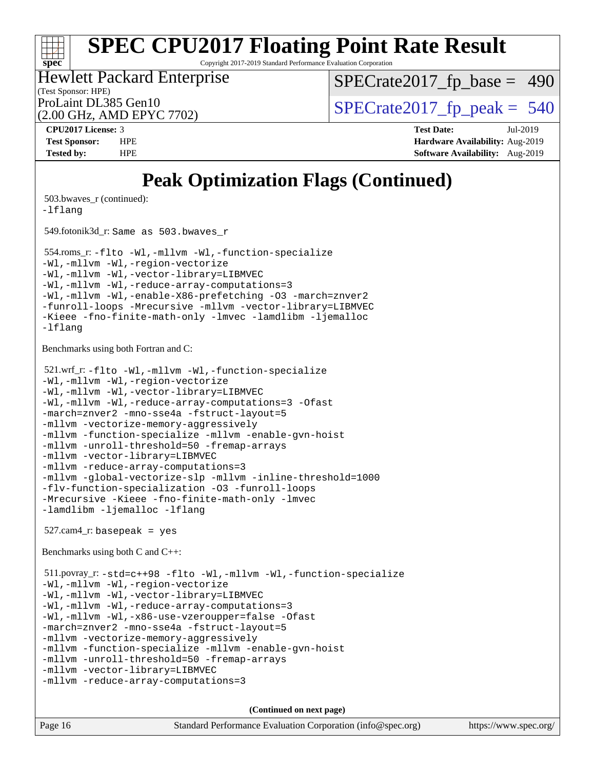# SPEC CPU2017 Floating Point Rate Result

Copyright 2017-2019 Standard Performance Evaluation Corporation

**Hewlett Packard Enterprise**
(Test Sponsor: HPE)
ProLaint DL385 Gen10
(2.00 GHz, AMD EPYC 7702)

SPECrate2017_fp_base = 490
SPECrate2017_fp_peak = 540

| | | | |
|---|---|---|---|
| **CPU2017 License:** | 3 | **Test Date:** | Jul-2019 |
| **Test Sponsor:** | HPE | **Hardware Availability:** | Aug-2019 |
| **Tested by:** | HPE | **Software Availability:** | Aug-2019 |

## Peak Optimization Flags (Continued)

503.bwaves_r (continued):
```
-lflang
```

549.fotonik3d_r: `Same as 503.bwaves_r`

554.roms_r:
```
-flto -Wl,-mllvm -Wl,-function-specialize
-Wl,-mllvm -Wl,-region-vectorize
-Wl,-mllvm -Wl,-vector-library=LIBMVEC
-Wl,-mllvm -Wl,-reduce-array-computations=3
-Wl,-mllvm -Wl,-enable-X86-prefetching -O3 -march=znver2
-funroll-loops -Mrecursive -mllvm -vector-library=LIBMVEC
-Kieee -fno-finite-math-only -lmvec -lamdlibm -ljemalloc
-lflang
```

Benchmarks using both Fortran and C:

521.wrf_r:
```
-flto -Wl,-mllvm -Wl,-function-specialize
-Wl,-mllvm -Wl,-region-vectorize
-Wl,-mllvm -Wl,-vector-library=LIBMVEC
-Wl,-mllvm -Wl,-reduce-array-computations=3 -Ofast
-march=znver2 -mno-sse4a -fstruct-layout=5
-mllvm -vectorize-memory-aggressively
-mllvm -function-specialize -mllvm -enable-gvn-hoist
-mllvm -unroll-threshold=50 -fremap-arrays
-mllvm -vector-library=LIBMVEC
-mllvm -reduce-array-computations=3
-mllvm -global-vectorize-slp -mllvm -inline-threshold=1000
-flv-function-specialization -O3 -funroll-loops
-Mrecursive -Kieee -fno-finite-math-only -lmvec
-lamdlibm -ljemalloc -lflang
```

527.cam4_r: `basepeak = yes`

Benchmarks using both C and C++:

511.povray_r:
```
-std=c++98 -flto -Wl,-mllvm -Wl,-function-specialize
-Wl,-mllvm -Wl,-region-vectorize
-Wl,-mllvm -Wl,-vector-library=LIBMVEC
-Wl,-mllvm -Wl,-reduce-array-computations=3
-Wl,-mllvm -Wl,-x86-use-vzeroupper=false -Ofast
-march=znver2 -mno-sse4a -fstruct-layout=5
-mllvm -vectorize-memory-aggressively
-mllvm -function-specialize -mllvm -enable-gvn-hoist
-mllvm -unroll-threshold=50 -fremap-arrays
-mllvm -vector-library=LIBMVEC
-mllvm -reduce-array-computations=3
```

**(Continued on next page)**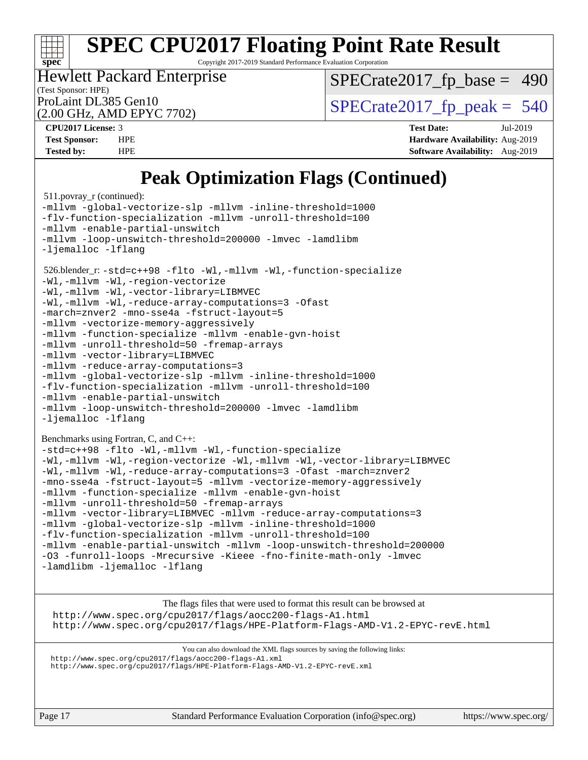# SPEC CPU2017 Floating Point Rate Result

Copyright 2017-2019 Standard Performance Evaluation Corporation

**Hewlett Packard Enterprise**
(Test Sponsor: HPE)
ProLaint DL385 Gen10
(2.00 GHz, AMD EPYC 7702)

SPECrate2017_fp_base = 490

SPECrate2017_fp_peak = 540

| | | | |
|---|---|---|---|
| **CPU2017 License:** | 3 | **Test Date:** | Jul-2019 |
| **Test Sponsor:** | HPE | **Hardware Availability:** | Aug-2019 |
| **Tested by:** | HPE | **Software Availability:** | Aug-2019 |

## Peak Optimization Flags (Continued)

511.povray_r (continued):

```
-mllvm -global-vectorize-slp -mllvm -inline-threshold=1000
-flv-function-specialization -mllvm -unroll-threshold=100
-mllvm -enable-partial-unswitch
-mllvm -loop-unswitch-threshold=200000 -lmvec -lamdlibm
-ljemalloc -lflang
```

526.blender_r:

```
-std=c++98 -flto -Wl,-mllvm -Wl,-function-specialize
-Wl,-mllvm -Wl,-region-vectorize
-Wl,-mllvm -Wl,-vector-library=LIBMVEC
-Wl,-mllvm -Wl,-reduce-array-computations=3 -Ofast
-march=znver2 -mno-sse4a -fstruct-layout=5
-mllvm -vectorize-memory-aggressively
-mllvm -function-specialize -mllvm -enable-gvn-hoist
-mllvm -unroll-threshold=50 -fremap-arrays
-mllvm -vector-library=LIBMVEC
-mllvm -reduce-array-computations=3
-mllvm -global-vectorize-slp -mllvm -inline-threshold=1000
-flv-function-specialization -mllvm -unroll-threshold=100
-mllvm -enable-partial-unswitch
-mllvm -loop-unswitch-threshold=200000 -lmvec -lamdlibm
-ljemalloc -lflang
```

Benchmarks using Fortran, C, and C++:

```
-std=c++98 -flto -Wl,-mllvm -Wl,-function-specialize
-Wl,-mllvm -Wl,-region-vectorize -Wl,-mllvm -Wl,-vector-library=LIBMVEC
-Wl,-mllvm -Wl,-reduce-array-computations=3 -Ofast -march=znver2
-mno-sse4a -fstruct-layout=5 -mllvm -vectorize-memory-aggressively
-mllvm -function-specialize -mllvm -enable-gvn-hoist
-mllvm -unroll-threshold=50 -fremap-arrays
-mllvm -vector-library=LIBMVEC -mllvm -reduce-array-computations=3
-mllvm -global-vectorize-slp -mllvm -inline-threshold=1000
-flv-function-specialization -mllvm -unroll-threshold=100
-mllvm -enable-partial-unswitch -mllvm -loop-unswitch-threshold=200000
-O3 -funroll-loops -Mrecursive -Kieee -fno-finite-math-only -lmvec
-lamdlibm -ljemalloc -lflang
```

The flags files that were used to format this result can be browsed at
http://www.spec.org/cpu2017/flags/aocc200-flags-A1.html
http://www.spec.org/cpu2017/flags/HPE-Platform-Flags-AMD-V1.2-EPYC-revE.html

You can also download the XML flags sources by saving the following links:
http://www.spec.org/cpu2017/flags/aocc200-flags-A1.xml
http://www.spec.org/cpu2017/flags/HPE-Platform-Flags-AMD-V1.2-EPYC-revE.xml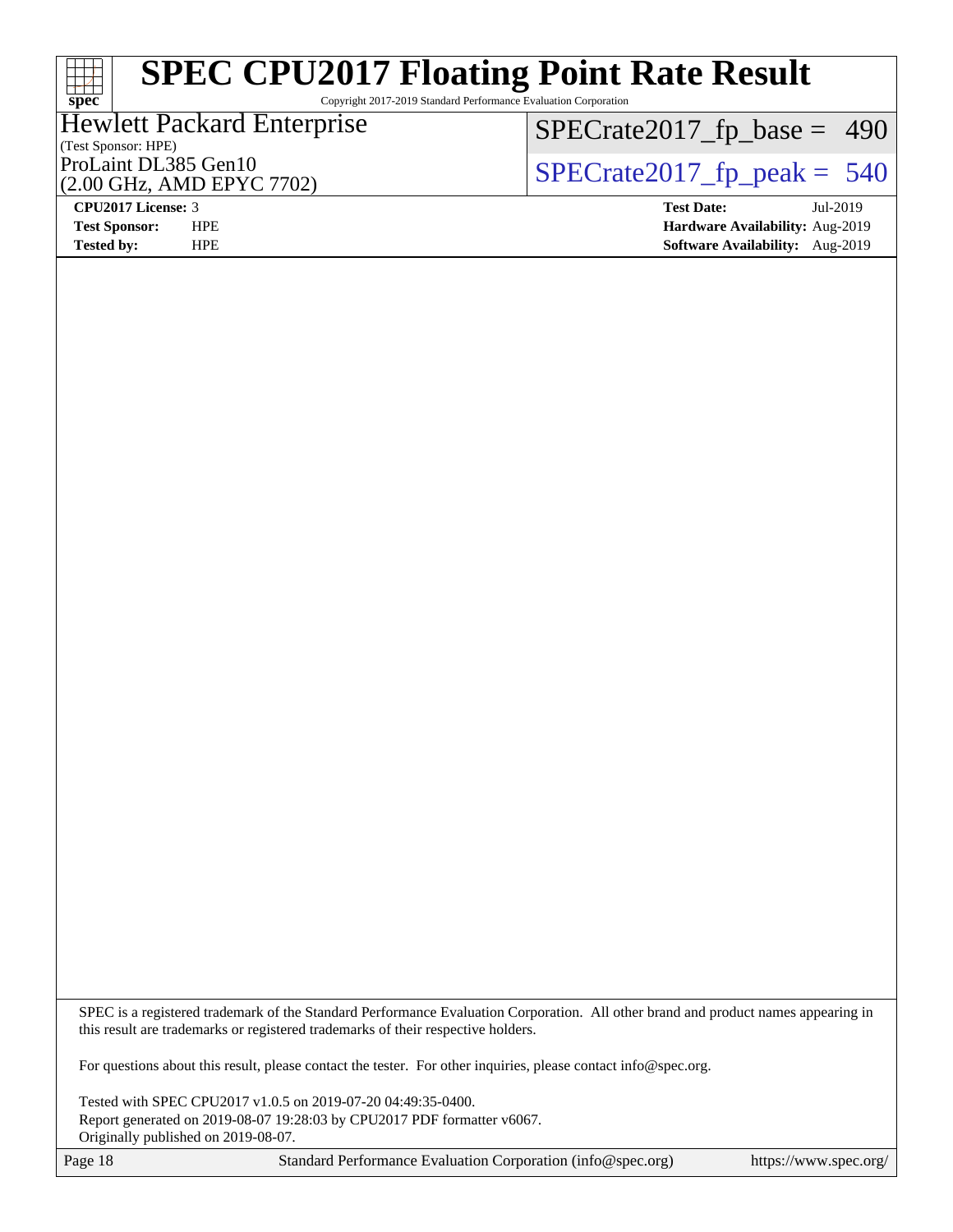SPEC is a registered trademark of the Standard Performance Evaluation Corporation. All other brand and product names appearing in this result are trademarks or registered trademarks of their respective holders.

For questions about this result, please contact the tester. For other inquiries, please contact info@spec.org.

Tested with SPEC CPU2017 v1.0.5 on 2019-07-20 04:49:35-0400.
Report generated on 2019-08-07 19:28:03 by CPU2017 PDF formatter v6067.
Originally published on 2019-08-07.